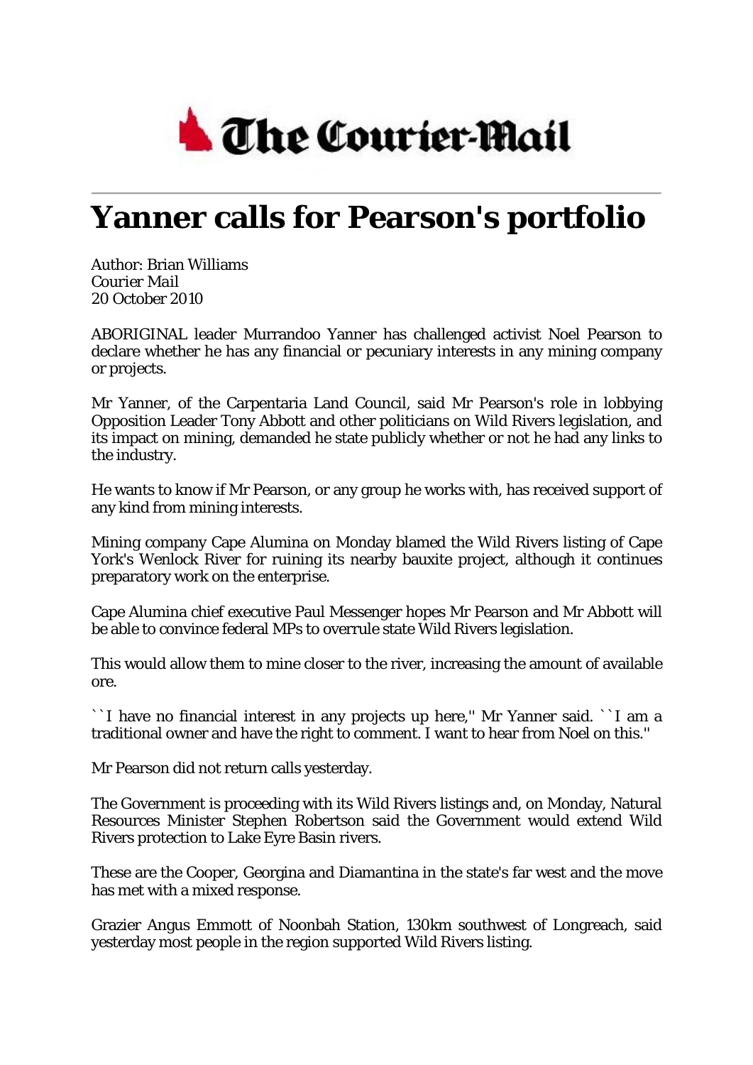The Courier-Mail

# Yanner calls for Pearson's portfolio

Author: Brian Williams
Courier Mail
20 October 2010

ABORIGINAL leader Murrandoo Yanner has challenged activist Noel Pearson to declare whether he has any financial or pecuniary interests in any mining company or projects.

Mr Yanner, of the Carpentaria Land Council, said Mr Pearson's role in lobbying Opposition Leader Tony Abbott and other politicians on Wild Rivers legislation, and its impact on mining, demanded he state publicly whether or not he had any links to the industry.

He wants to know if Mr Pearson, or any group he works with, has received support of any kind from mining interests.

Mining company Cape Alumina on Monday blamed the Wild Rivers listing of Cape York's Wenlock River for ruining its nearby bauxite project, although it continues preparatory work on the enterprise.

Cape Alumina chief executive Paul Messenger hopes Mr Pearson and Mr Abbott will be able to convince federal MPs to overrule state Wild Rivers legislation.

This would allow them to mine closer to the river, increasing the amount of available ore.

``I have no financial interest in any projects up here,'' Mr Yanner said. ``I am a traditional owner and have the right to comment. I want to hear from Noel on this.''

Mr Pearson did not return calls yesterday.

The Government is proceeding with its Wild Rivers listings and, on Monday, Natural Resources Minister Stephen Robertson said the Government would extend Wild Rivers protection to Lake Eyre Basin rivers.

These are the Cooper, Georgina and Diamantina in the state's far west and the move has met with a mixed response.

Grazier Angus Emmott of Noonbah Station, 130km southwest of Longreach, said yesterday most people in the region supported Wild Rivers listing.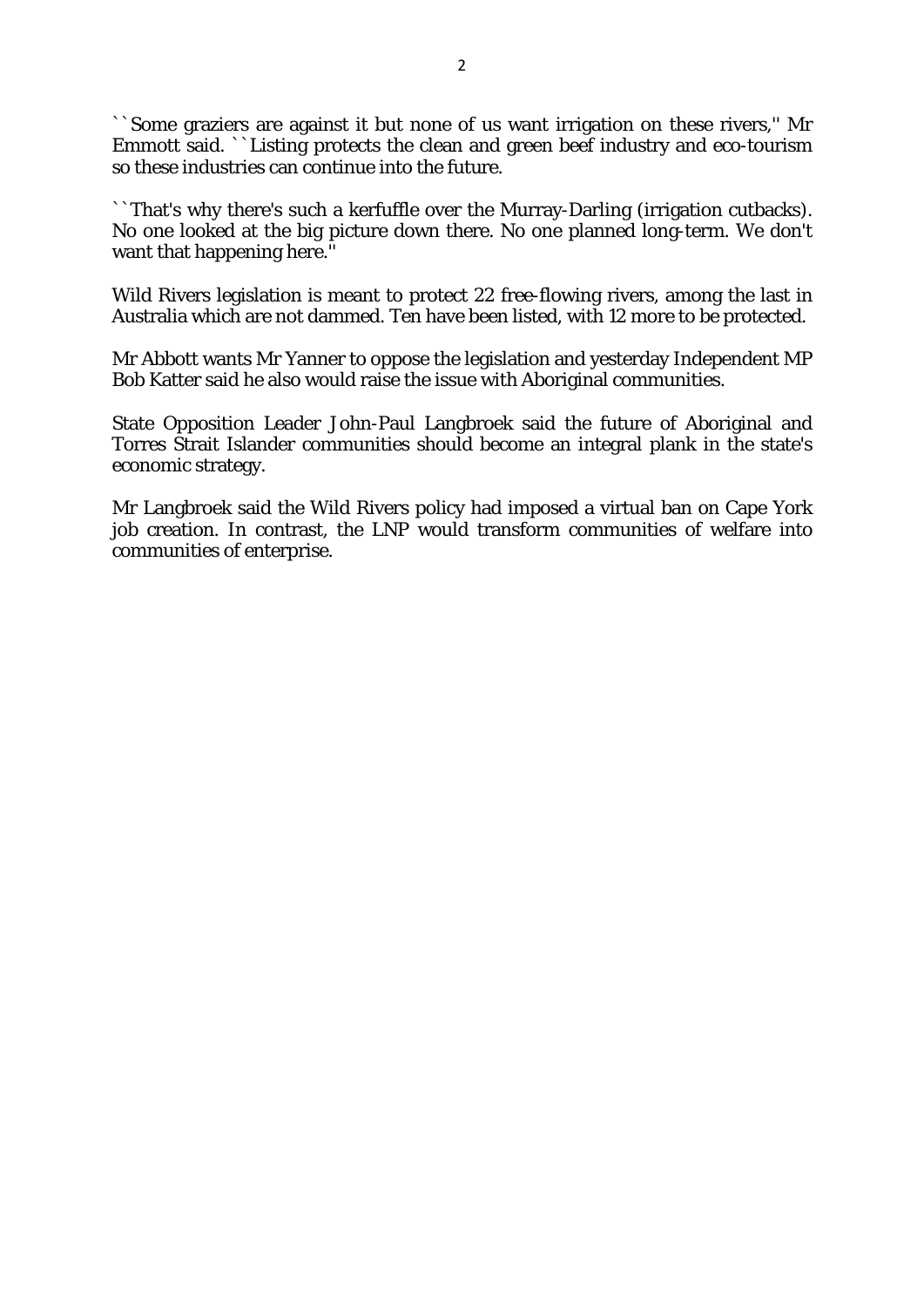``Some graziers are against it but none of us want irrigation on these rivers,'' Mr Emmott said. ``Listing protects the clean and green beef industry and eco-tourism so these industries can continue into the future.

``That's why there's such a kerfuffle over the Murray-Darling (irrigation cutbacks). No one looked at the big picture down there. No one planned long-term. We don't want that happening here.''

Wild Rivers legislation is meant to protect 22 free-flowing rivers, among the last in Australia which are not dammed. Ten have been listed, with 12 more to be protected.

Mr Abbott wants Mr Yanner to oppose the legislation and yesterday Independent MP Bob Katter said he also would raise the issue with Aboriginal communities.

State Opposition Leader John-Paul Langbroek said the future of Aboriginal and Torres Strait Islander communities should become an integral plank in the state's economic strategy.

Mr Langbroek said the Wild Rivers policy had imposed a virtual ban on Cape York job creation. In contrast, the LNP would transform communities of welfare into communities of enterprise.